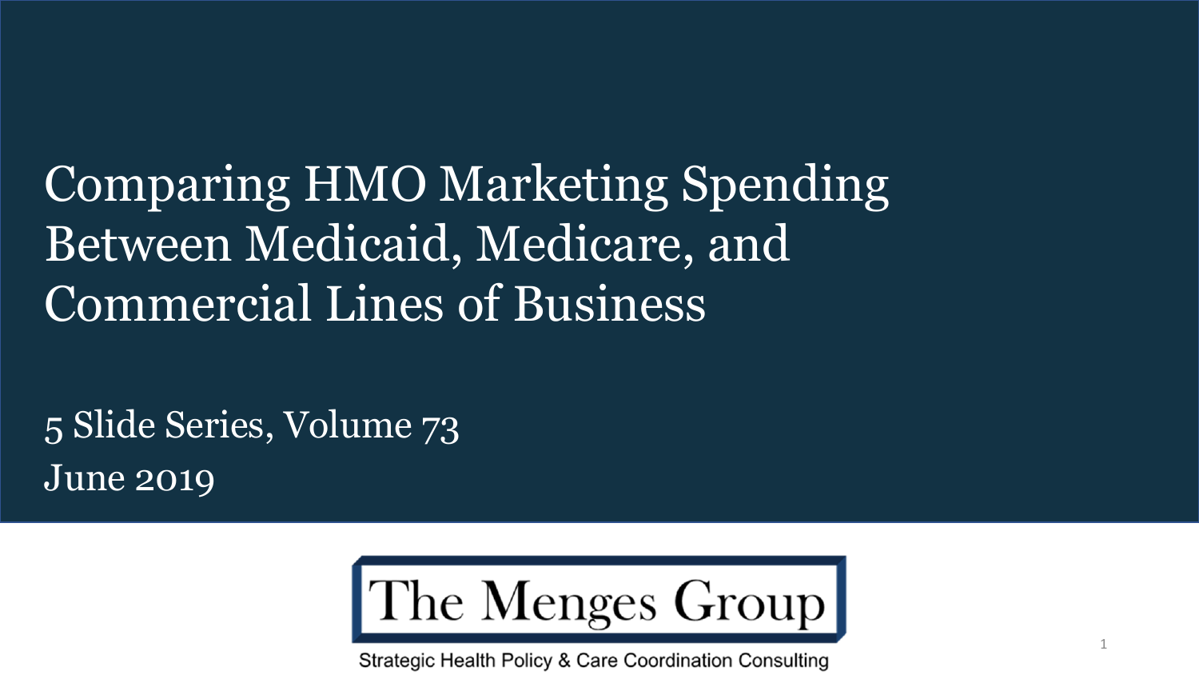# Comparing HMO Marketing Spending Between Medicaid, Medicare, and Commercial Lines of Business

5 Slide Series, Volume 73

June 2019

The Menges Group

Strategic Health Policy & Care Coordination Consulting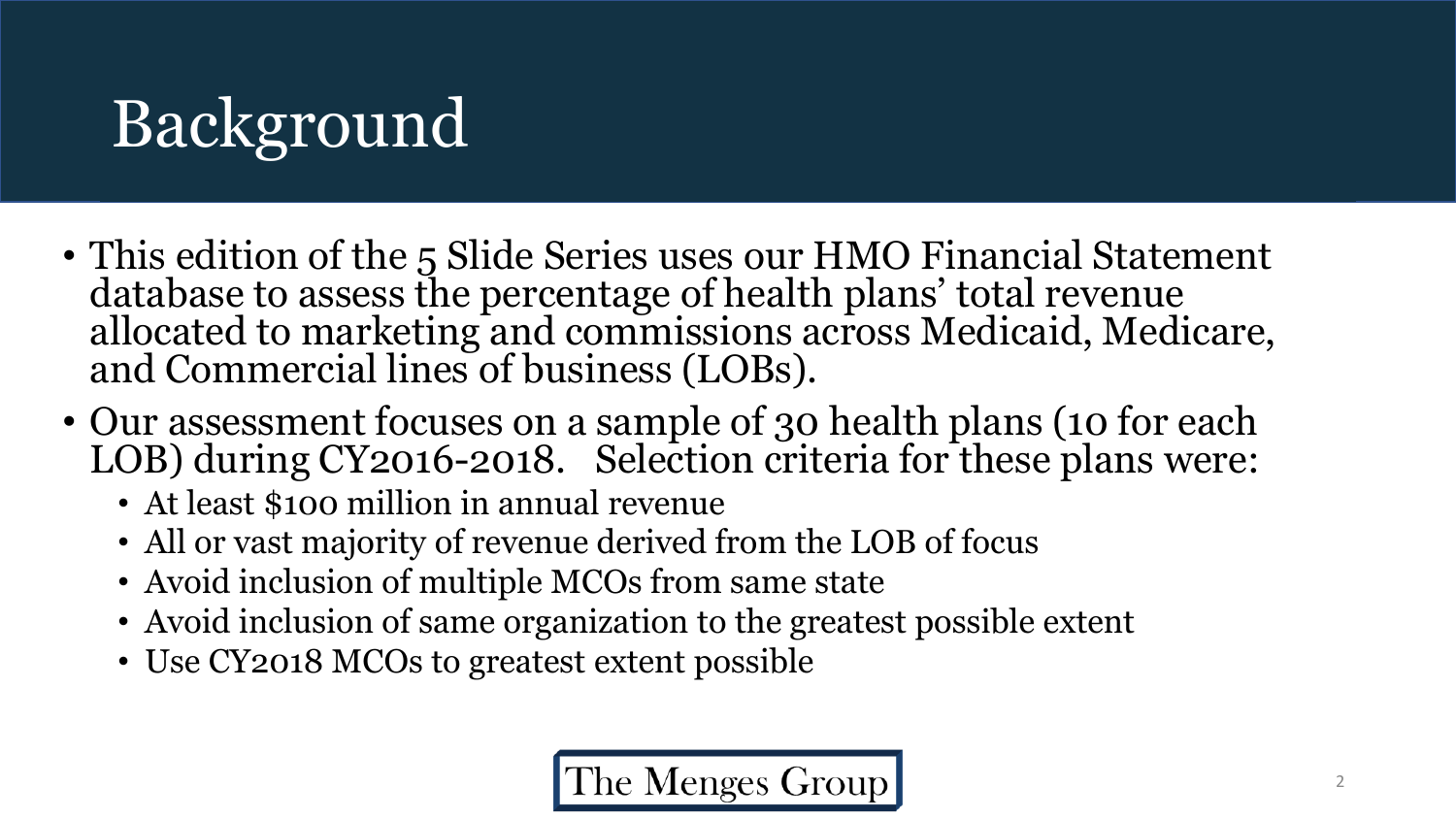# Background

- This edition of the 5 Slide Series uses our HMO Financial Statement database to assess the percentage of health plans' total revenue allocated to marketing and commissions across Medicaid, Medicare, and Commercial lines of business (LOBs).
- Our assessment focuses on a sample of 30 health plans (10 for each LOB) during CY2016-2018. Selection criteria for these plans were:
  - At least $100 million in annual revenue
  - All or vast majority of revenue derived from the LOB of focus
  - Avoid inclusion of multiple MCOs from same state
  - Avoid inclusion of same organization to the greatest possible extent
  - Use CY2018 MCOs to greatest extent possible

The Menges Group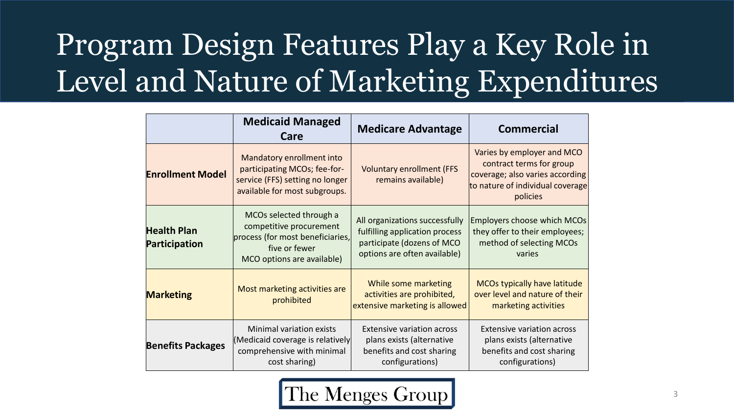# Program Design Features Play a Key Role in Level and Nature of Marketing Expenditures

| | Medicaid Managed Care | Medicare Advantage | Commercial |
|---|---|---|---|
| **Enrollment Model** | Mandatory enrollment into participating MCOs; fee-for-service (FFS) setting no longer available for most subgroups. | Voluntary enrollment (FFS remains available) | Varies by employer and MCO contract terms for group coverage; also varies according to nature of individual coverage policies |
| **Health Plan Participation** | MCOs selected through a competitive procurement process (for most beneficiaries, five or fewer MCO options are available) | All organizations successfully fulfilling application process participate (dozens of MCO options are often available) | Employers choose which MCOs they offer to their employees; method of selecting MCOs varies |
| **Marketing** | Most marketing activities are prohibited | While some marketing activities are prohibited, extensive marketing is allowed | MCOs typically have latitude over level and nature of their marketing activities |
| **Benefits Packages** | Minimal variation exists (Medicaid coverage is relatively comprehensive with minimal cost sharing) | Extensive variation across plans exists (alternative benefits and cost sharing configurations) | Extensive variation across plans exists (alternative benefits and cost sharing configurations) |

The Menges Group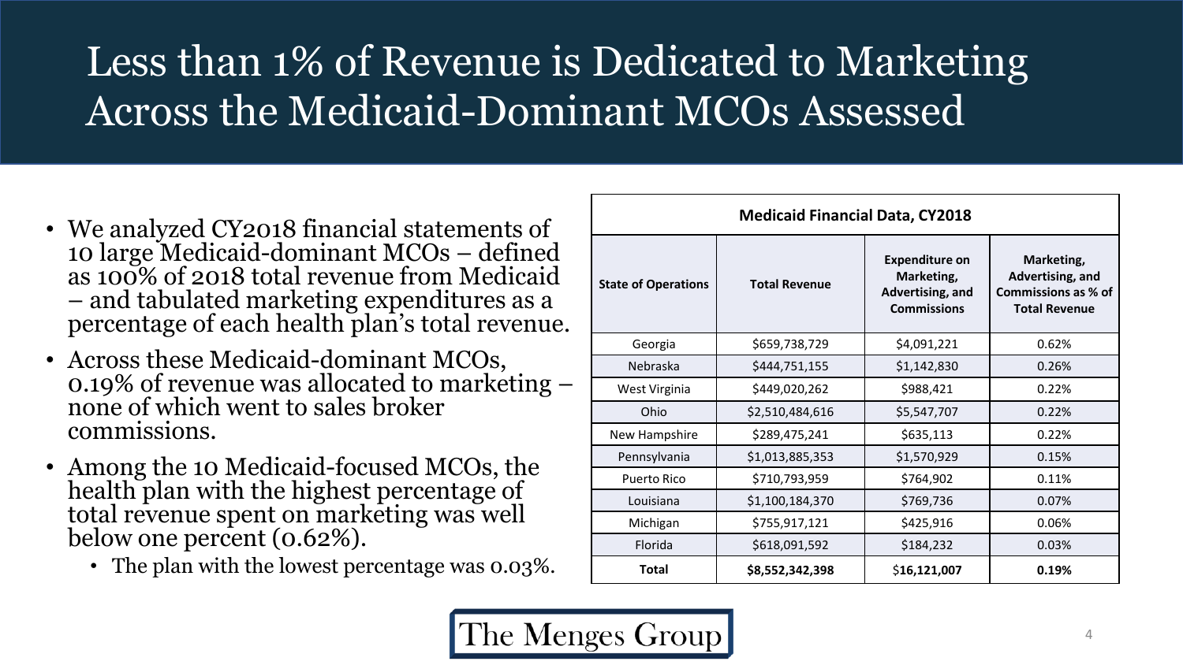# Less than 1% of Revenue is Dedicated to Marketing Across the Medicaid-Dominant MCOs Assessed

- We analyzed CY2018 financial statements of 10 large Medicaid-dominant MCOs – defined as 100% of 2018 total revenue from Medicaid – and tabulated marketing expenditures as a percentage of each health plan's total revenue.
- Across these Medicaid-dominant MCOs, 0.19% of revenue was allocated to marketing – none of which went to sales broker commissions.
- Among the 10 Medicaid-focused MCOs, the health plan with the highest percentage of total revenue spent on marketing was well below one percent (0.62%).
  - The plan with the lowest percentage was 0.03%.

| Medicaid Financial Data, CY2018 | | | |
|---|---|---|---|
| **State of Operations** | **Total Revenue** | **Expenditure on Marketing, Advertising, and Commissions** | **Marketing, Advertising, and Commissions as % of Total Revenue** |
| Georgia | $659,738,729 | $4,091,221 | 0.62% |
| Nebraska | $444,751,155 | $1,142,830 | 0.26% |
| West Virginia | $449,020,262 | $988,421 | 0.22% |
| Ohio | $2,510,484,616 | $5,547,707 | 0.22% |
| New Hampshire | $289,475,241 | $635,113 | 0.22% |
| Pennsylvania | $1,013,885,353 | $1,570,929 | 0.15% |
| Puerto Rico | $710,793,959 | $764,902 | 0.11% |
| Louisiana | $1,100,184,370 | $769,736 | 0.07% |
| Michigan | $755,917,121 | $425,916 | 0.06% |
| Florida | $618,091,592 | $184,232 | 0.03% |
| **Total** | **$8,552,342,398** | **$16,121,007** | **0.19%** |

The Menges Group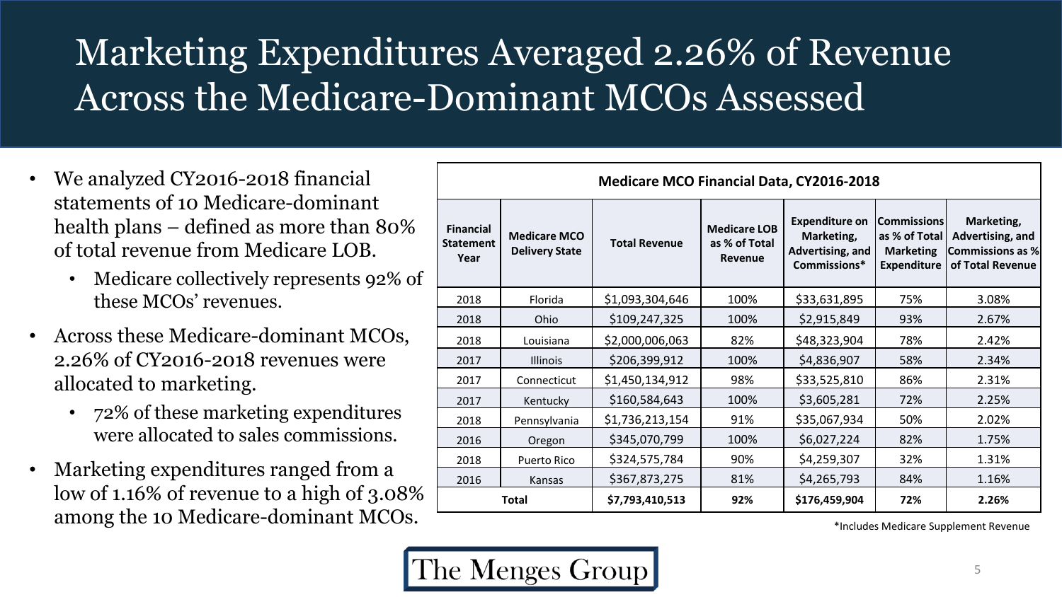# Marketing Expenditures Averaged 2.26% of Revenue Across the Medicare-Dominant MCOs Assessed

- We analyzed CY2016-2018 financial statements of 10 Medicare-dominant health plans – defined as more than 80% of total revenue from Medicare LOB.
  - Medicare collectively represents 92% of these MCOs' revenues.
- Across these Medicare-dominant MCOs, 2.26% of CY2016-2018 revenues were allocated to marketing.
  - 72% of these marketing expenditures were allocated to sales commissions.
- Marketing expenditures ranged from a low of 1.16% of revenue to a high of 3.08% among the 10 Medicare-dominant MCOs.

**Medicare MCO Financial Data, CY2016-2018**

| Financial Statement Year | Medicare MCO Delivery State | Total Revenue | Medicare LOB as % of Total Revenue | Expenditure on Marketing, Advertising, and Commissions* | Commissions as % of Total Marketing Expenditure | Marketing, Advertising, and Commissions as % of Total Revenue |
|---|---|---|---|---|---|---|
| 2018 | Florida | $1,093,304,646 | 100% | $33,631,895 | 75% | 3.08% |
| 2018 | Ohio | $109,247,325 | 100% | $2,915,849 | 93% | 2.67% |
| 2018 | Louisiana | $2,000,006,063 | 82% | $48,323,904 | 78% | 2.42% |
| 2017 | Illinois | $206,399,912 | 100% | $4,836,907 | 58% | 2.34% |
| 2017 | Connecticut | $1,450,134,912 | 98% | $33,525,810 | 86% | 2.31% |
| 2017 | Kentucky | $160,584,643 | 100% | $3,605,281 | 72% | 2.25% |
| 2018 | Pennsylvania | $1,736,213,154 | 91% | $35,067,934 | 50% | 2.02% |
| 2016 | Oregon | $345,070,799 | 100% | $6,027,224 | 82% | 1.75% |
| 2018 | Puerto Rico | $324,575,784 | 90% | $4,259,307 | 32% | 1.31% |
| 2016 | Kansas | $367,873,275 | 81% | $4,265,793 | 84% | 1.16% |
| **Total** | | **$7,793,410,513** | **92%** | **$176,459,904** | **72%** | **2.26%** |

*Includes Medicare Supplement Revenue

The Menges Group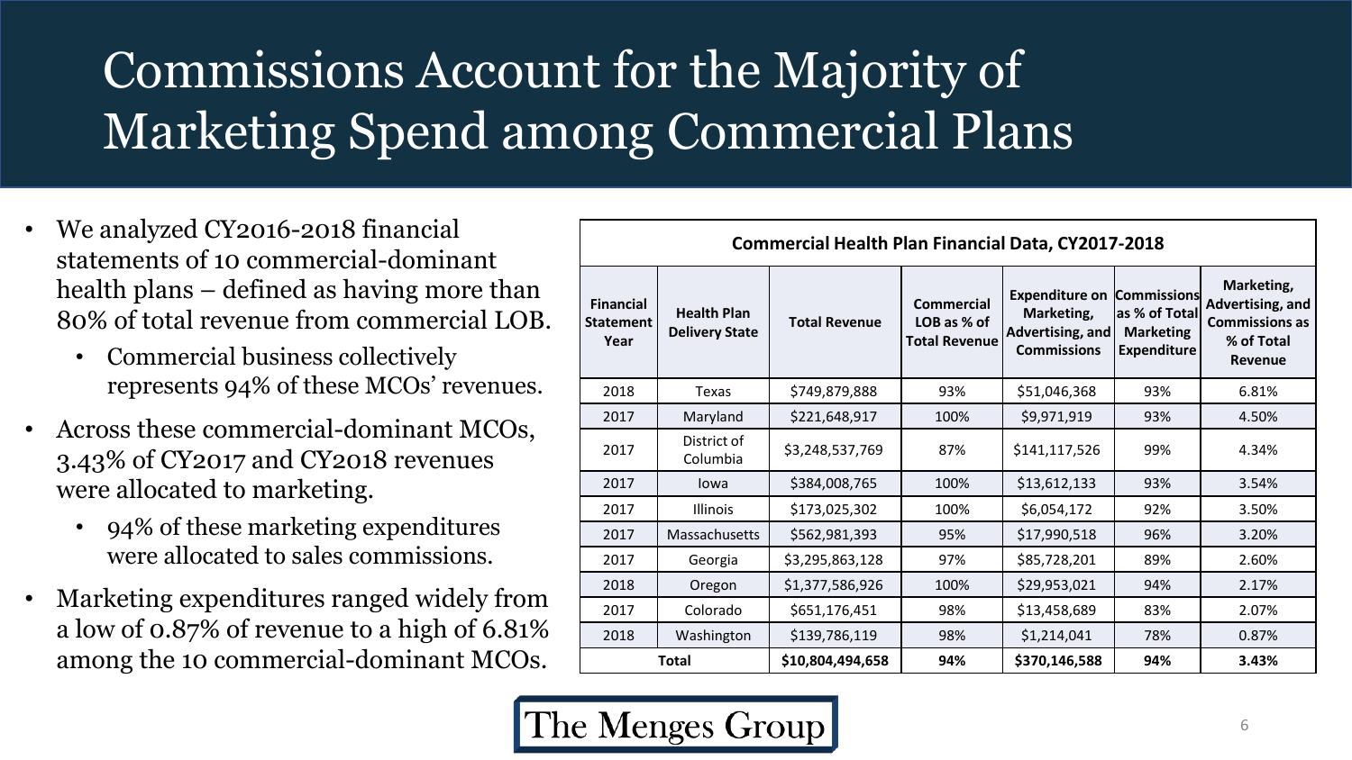# Commissions Account for the Majority of Marketing Spend among Commercial Plans

- We analyzed CY2016-2018 financial statements of 10 commercial-dominant health plans – defined as having more than 80% of total revenue from commercial LOB.
  - Commercial business collectively represents 94% of these MCOs' revenues.
- Across these commercial-dominant MCOs, 3.43% of CY2017 and CY2018 revenues were allocated to marketing.
  - 94% of these marketing expenditures were allocated to sales commissions.
- Marketing expenditures ranged widely from a low of 0.87% of revenue to a high of 6.81% among the 10 commercial-dominant MCOs.

**Commercial Health Plan Financial Data, CY2017-2018**

| Financial Statement Year | Health Plan Delivery State | Total Revenue | Commercial LOB as % of Total Revenue | Expenditure on Marketing, Advertising, and Commissions | Commissions as % of Total Marketing Expenditure | Marketing, Advertising, and Commissions as % of Total Revenue |
|---|---|---|---|---|---|---|
| 2018 | Texas | $749,879,888 | 93% | $51,046,368 | 93% | 6.81% |
| 2017 | Maryland | $221,648,917 | 100% | $9,971,919 | 93% | 4.50% |
| 2017 | District of Columbia | $3,248,537,769 | 87% | $141,117,526 | 99% | 4.34% |
| 2017 | Iowa | $384,008,765 | 100% | $13,612,133 | 93% | 3.54% |
| 2017 | Illinois | $173,025,302 | 100% | $6,054,172 | 92% | 3.50% |
| 2017 | Massachusetts | $562,981,393 | 95% | $17,990,518 | 96% | 3.20% |
| 2017 | Georgia | $3,295,863,128 | 97% | $85,728,201 | 89% | 2.60% |
| 2018 | Oregon | $1,377,586,926 | 100% | $29,953,021 | 94% | 2.17% |
| 2017 | Colorado | $651,176,451 | 98% | $13,458,689 | 83% | 2.07% |
| 2018 | Washington | $139,786,119 | 98% | $1,214,041 | 78% | 0.87% |
| **Total** | | **$10,804,494,658** | **94%** | **$370,146,588** | **94%** | **3.43%** |

The Menges Group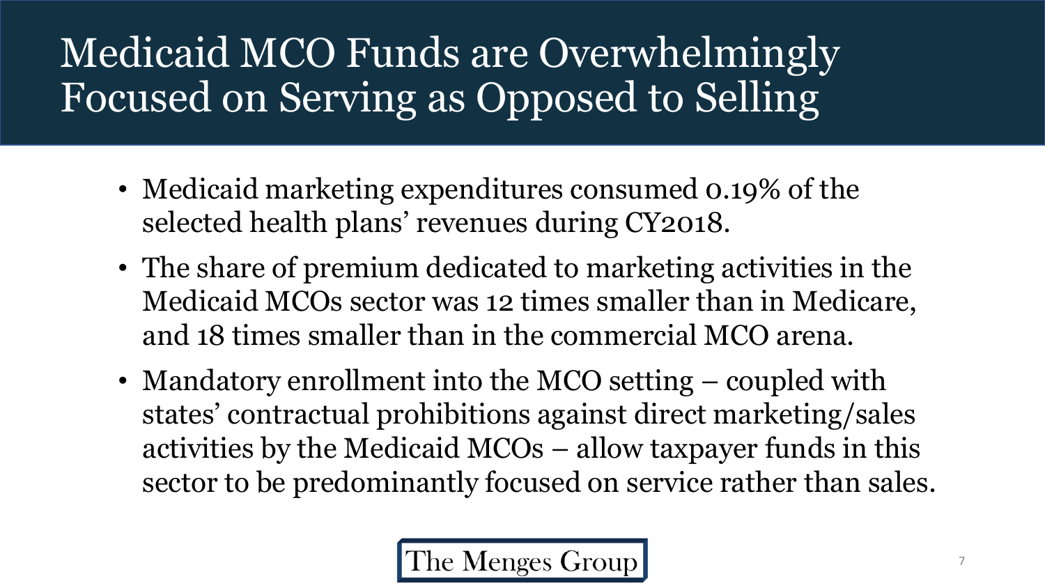# Medicaid MCO Funds are Overwhelmingly Focused on Serving as Opposed to Selling

- Medicaid marketing expenditures consumed 0.19% of the selected health plans' revenues during CY2018.
- The share of premium dedicated to marketing activities in the Medicaid MCOs sector was 12 times smaller than in Medicare, and 18 times smaller than in the commercial MCO arena.
- Mandatory enrollment into the MCO setting – coupled with states' contractual prohibitions against direct marketing/sales activities by the Medicaid MCOs – allow taxpayer funds in this sector to be predominantly focused on service rather than sales.

The Menges Group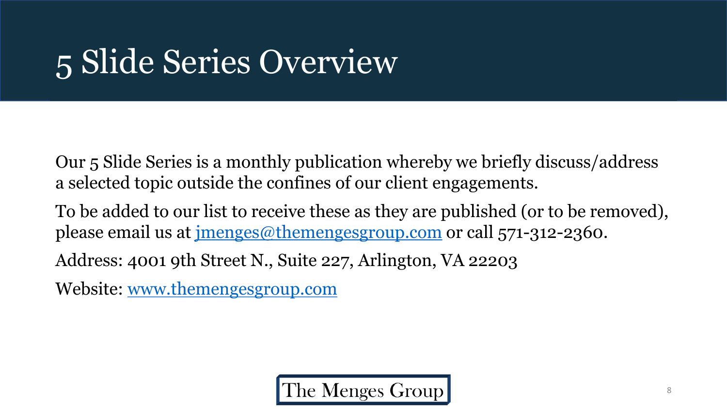# 5 Slide Series Overview

Our 5 Slide Series is a monthly publication whereby we briefly discuss/address a selected topic outside the confines of our client engagements.

To be added to our list to receive these as they are published (or to be removed), please email us at jmenges@themengesgroup.com or call 571-312-2360.

Address: 4001 9th Street N., Suite 227, Arlington, VA 22203

Website: www.themengesgroup.com

The Menges Group